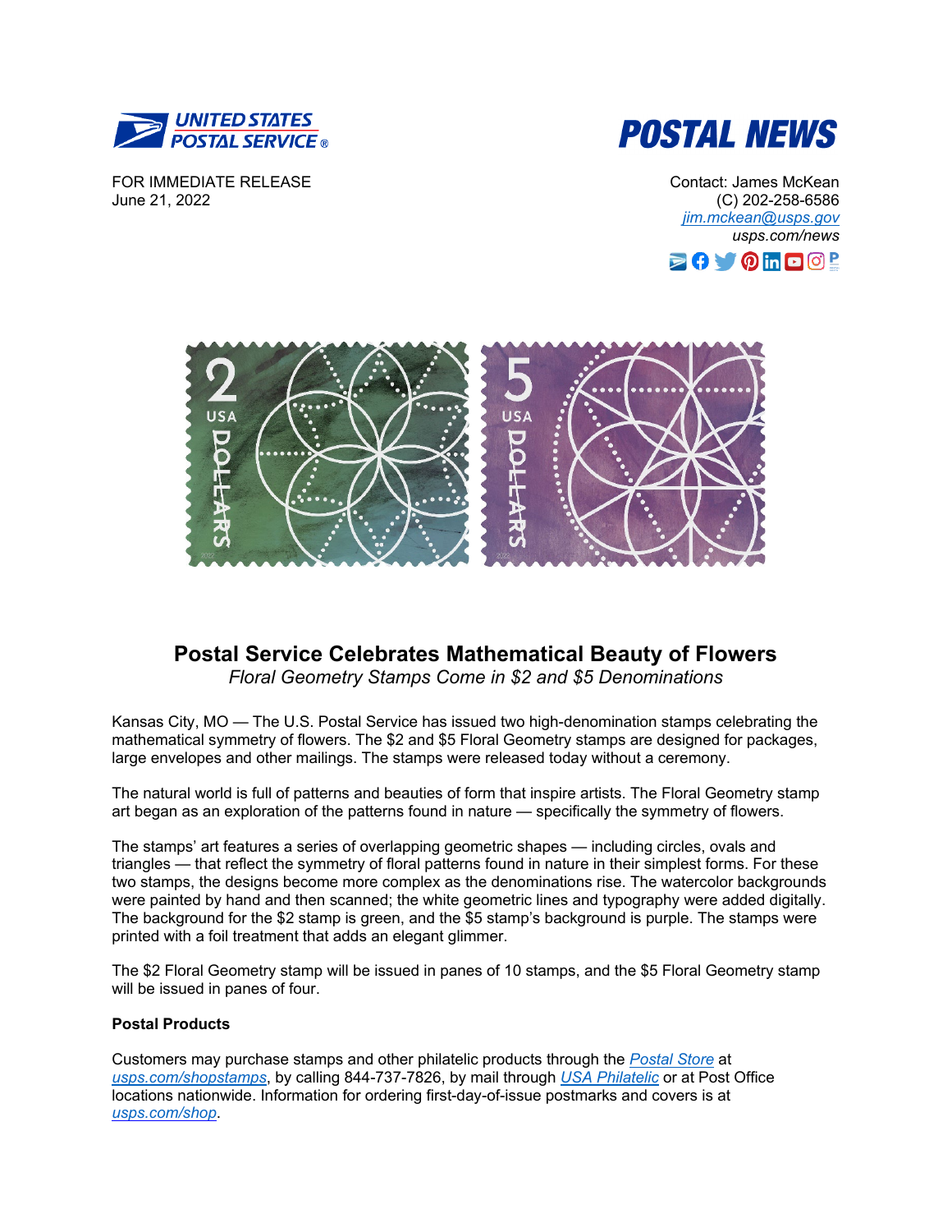UNITED STATES POSTAL SERVICE®

POSTAL NEWS

FOR IMMEDIATE RELEASE
June 21, 2022

Contact: James McKean
(C) 202-258-6586
jim.mckean@usps.gov
*usps.com/news*

# Postal Service Celebrates Mathematical Beauty of Flowers

*Floral Geometry Stamps Come in $2 and $5 Denominations*

Kansas City, MO — The U.S. Postal Service has issued two high-denomination stamps celebrating the mathematical symmetry of flowers. The $2 and $5 Floral Geometry stamps are designed for packages, large envelopes and other mailings. The stamps were released today without a ceremony.

The natural world is full of patterns and beauties of form that inspire artists. The Floral Geometry stamp art began as an exploration of the patterns found in nature — specifically the symmetry of flowers.

The stamps' art features a series of overlapping geometric shapes — including circles, ovals and triangles — that reflect the symmetry of floral patterns found in nature in their simplest forms. For these two stamps, the designs become more complex as the denominations rise. The watercolor backgrounds were painted by hand and then scanned; the white geometric lines and typography were added digitally. The background for the $2 stamp is green, and the $5 stamp's background is purple. The stamps were printed with a foil treatment that adds an elegant glimmer.

The $2 Floral Geometry stamp will be issued in panes of 10 stamps, and the $5 Floral Geometry stamp will be issued in panes of four.

**Postal Products**

Customers may purchase stamps and other philatelic products through the Postal Store at usps.com/shopstamps, by calling 844-737-7826, by mail through USA Philatelic or at Post Office locations nationwide. Information for ordering first-day-of-issue postmarks and covers is at usps.com/shop.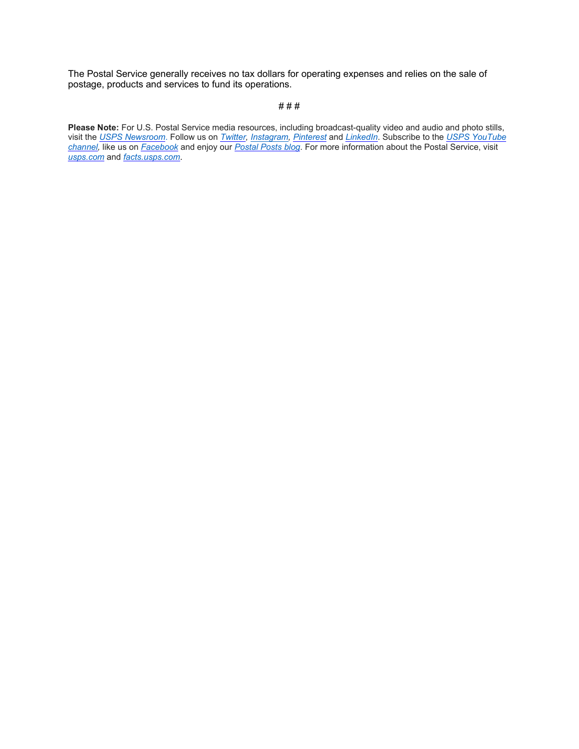The Postal Service generally receives no tax dollars for operating expenses and relies on the sale of postage, products and services to fund its operations.

# # #

**Please Note:** For U.S. Postal Service media resources, including broadcast-quality video and audio and photo stills, visit the *USPS Newsroom*. Follow us on *Twitter*, *Instagram*, *Pinterest* and *LinkedIn*. Subscribe to the *USPS YouTube channel*, like us on *Facebook* and enjoy our *Postal Posts blog*. For more information about the Postal Service, visit *usps.com* and *facts.usps.com*.